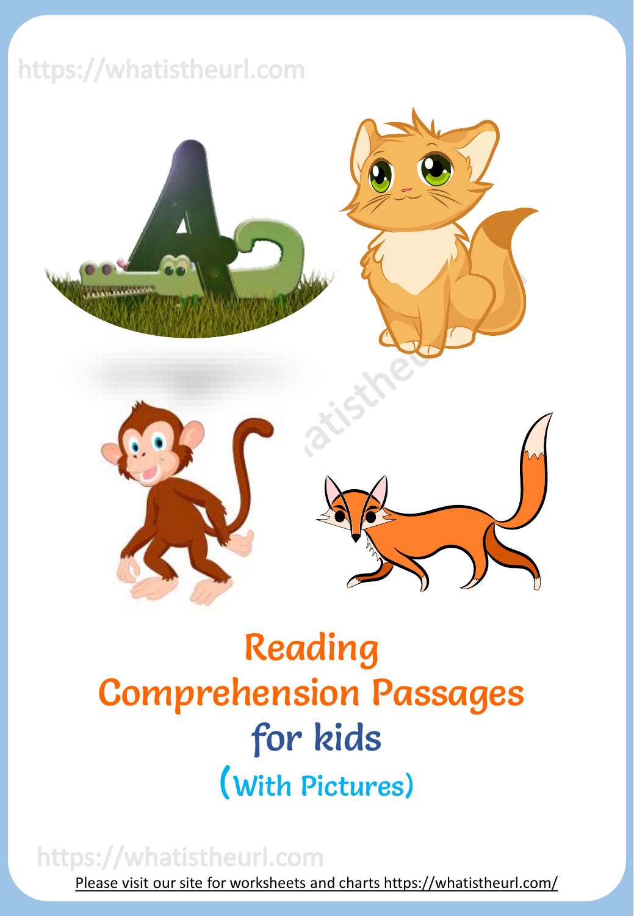# Reading Comprehension Passages for kids

## (With Pictures)

Please visit our site for worksheets and charts https://whatistheurl.com/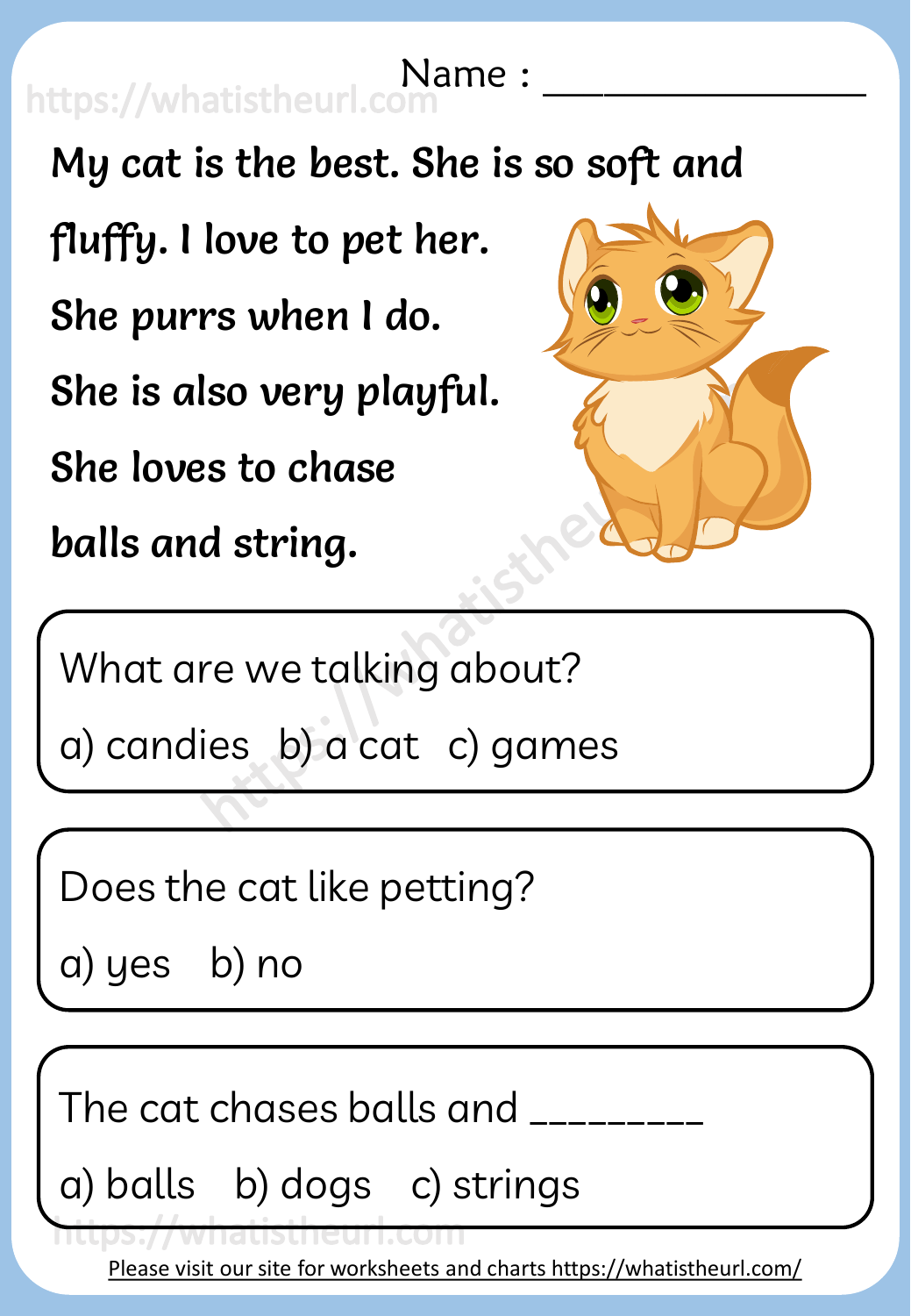Name : ________________

**My cat is the best. She is so soft and fluffy. I love to pet her. She purrs when I do. She is also very playful. She loves to chase balls and string.**

What are we talking about?

a) candies b) a cat c) games

Does the cat like petting?

a) yes b) no

The cat chases balls and _________

a) balls b) dogs c) strings

Please visit our site for worksheets and charts https://whatistheurl.com/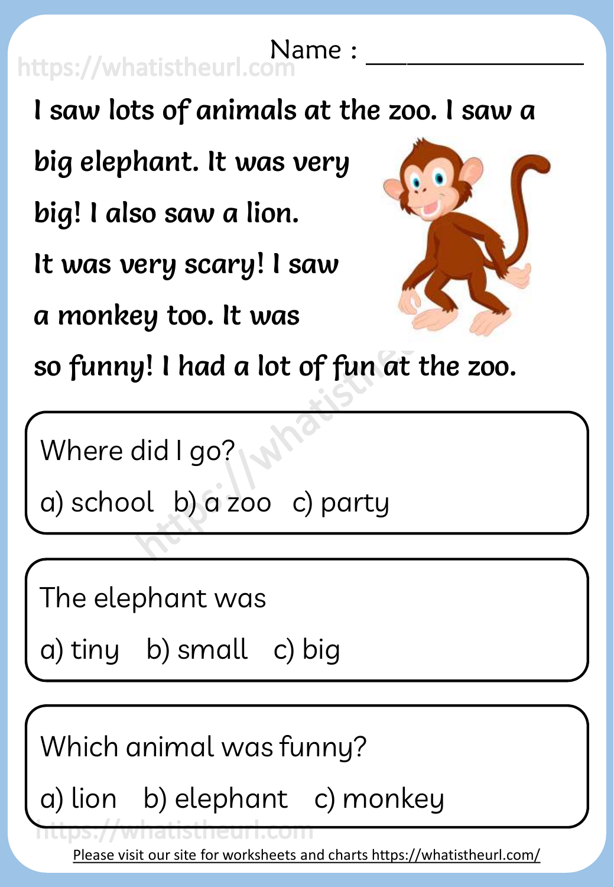Name : ________________

I saw lots of animals at the zoo. I saw a big elephant. It was very big! I also saw a lion. It was very scary! I saw a monkey too. It was so funny! I had a lot of fun at the zoo.

Where did I go?

a) school b) a zoo c) party

The elephant was

a) tiny b) small c) big

Which animal was funny?

a) lion b) elephant c) monkey

Please visit our site for worksheets and charts https://whatistheurl.com/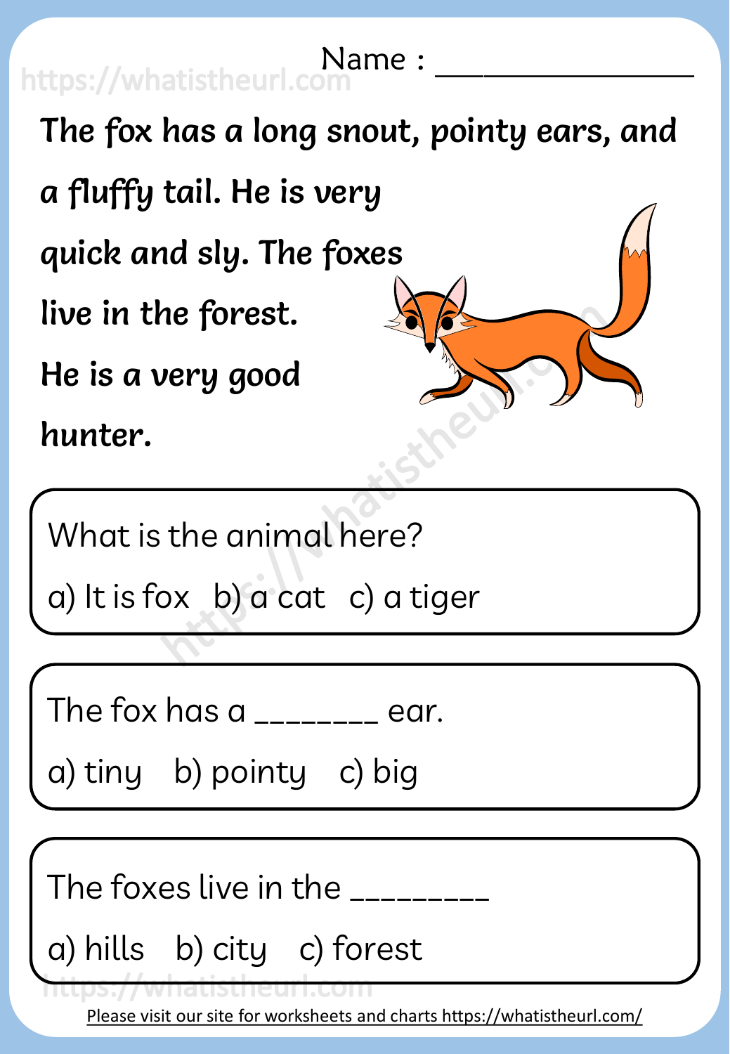Name : ________________

**The fox has a long snout, pointy ears, and a fluffy tail. He is very quick and sly. The foxes live in the forest. He is a very good hunter.**

What is the animal here?

a) It is fox b) a cat c) a tiger

The fox has a ________ ear.

a) tiny b) pointy c) big

The foxes live in the ________

a) hills b) city c) forest

Please visit our site for worksheets and charts https://whatistheurl.com/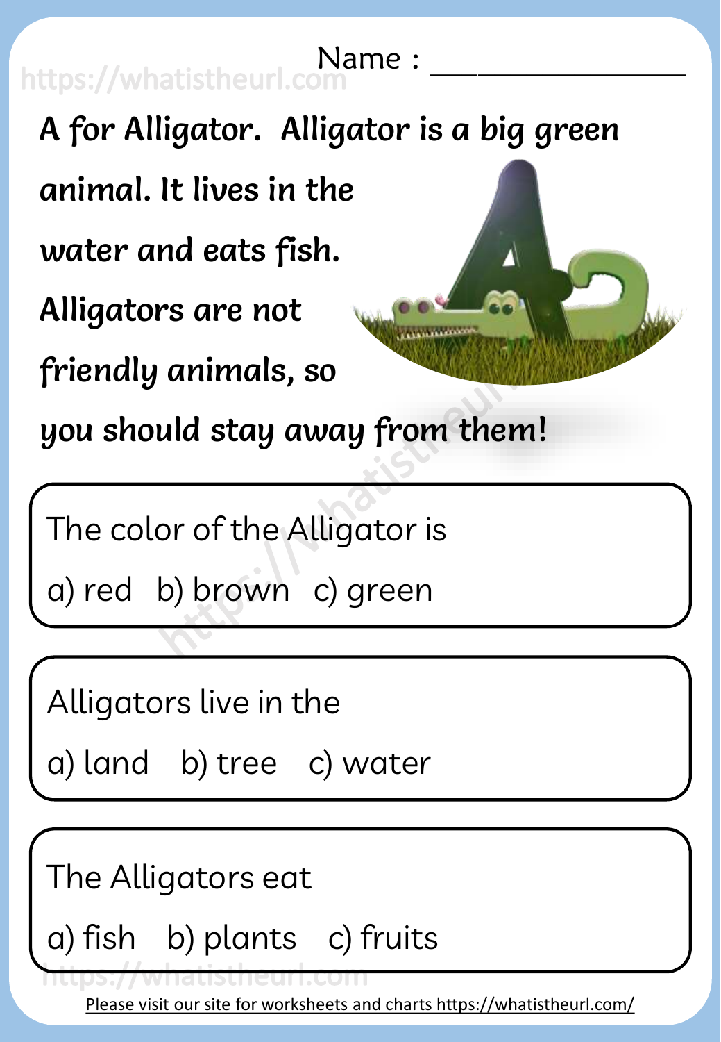Name : ________________

**A for Alligator. Alligator is a big green animal. It lives in the water and eats fish. Alligators are not friendly animals, so you should stay away from them!**

The color of the Alligator is

a) red  b) brown  c) green

Alligators live in the

a) land  b) tree  c) water

The Alligators eat

a) fish  b) plants  c) fruits

Please visit our site for worksheets and charts https://whatistheurl.com/